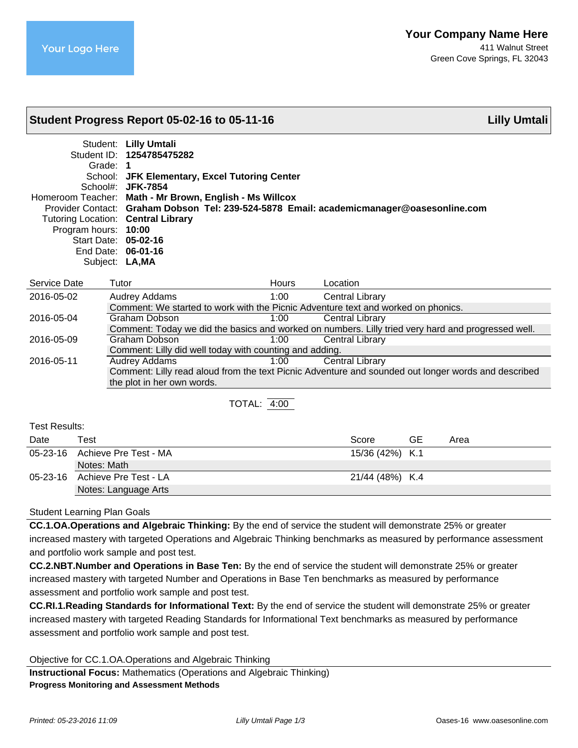Your Logo Here

**Your Company Name Here**
411 Walnut Street
Green Cove Springs, FL 32043

## Student Progress Report 05-02-16 to 05-11-16 — Lilly Umtali

Student: **Lilly Umtali**
Student ID: **1254785475282**
Grade: **1**
School: **JFK Elementary, Excel Tutoring Center**
School#: **JFK-7854**
Homeroom Teacher: **Math - Mr Brown, English - Ms Willcox**
Provider Contact: **Graham Dobson Tel: 239-524-5878 Email: academicmanager@oasesonline.com**
Tutoring Location: **Central Library**
Program hours: **10:00**
Start Date: **05-02-16**
End Date: **06-01-16**
Subject: **LA,MA**

| Service Date | Tutor | Hours | Location |
|---|---|---|---|
| 2016-05-02 | Audrey Addams | 1:00 | Central Library |
| | Comment: We started to work with the Picnic Adventure text and worked on phonics. | | |
| 2016-05-04 | Graham Dobson | 1:00 | Central Library |
| | Comment: Today we did the basics and worked on numbers. Lilly tried very hard and progressed well. | | |
| 2016-05-09 | Graham Dobson | 1:00 | Central Library |
| | Comment: Lilly did well today with counting and adding. | | |
| 2016-05-11 | Audrey Addams | 1:00 | Central Library |
| | Comment: Lilly read aloud from the text Picnic Adventure and sounded out longer words and described the plot in her own words. | | |

TOTAL: 4:00

Test Results:

| Date | Test | Score | GE | Area |
|---|---|---|---|---|
| 05-23-16 | Achieve Pre Test - MA | 15/36 (42%) | K.1 | |
| | Notes: Math | | | |
| 05-23-16 | Achieve Pre Test - LA | 21/44 (48%) | K.4 | |
| | Notes: Language Arts | | | |

### Student Learning Plan Goals

**CC.1.OA.Operations and Algebraic Thinking:** By the end of service the student will demonstrate 25% or greater increased mastery with targeted Operations and Algebraic Thinking benchmarks as measured by performance assessment and portfolio work sample and post test.

**CC.2.NBT.Number and Operations in Base Ten:** By the end of service the student will demonstrate 25% or greater increased mastery with targeted Number and Operations in Base Ten benchmarks as measured by performance assessment and portfolio work sample and post test.

**CC.RI.1.Reading Standards for Informational Text:** By the end of service the student will demonstrate 25% or greater increased mastery with targeted Reading Standards for Informational Text benchmarks as measured by performance assessment and portfolio work sample and post test.

### Objective for CC.1.OA.Operations and Algebraic Thinking

**Instructional Focus:** Mathematics (Operations and Algebraic Thinking)

**Progress Monitoring and Assessment Methods**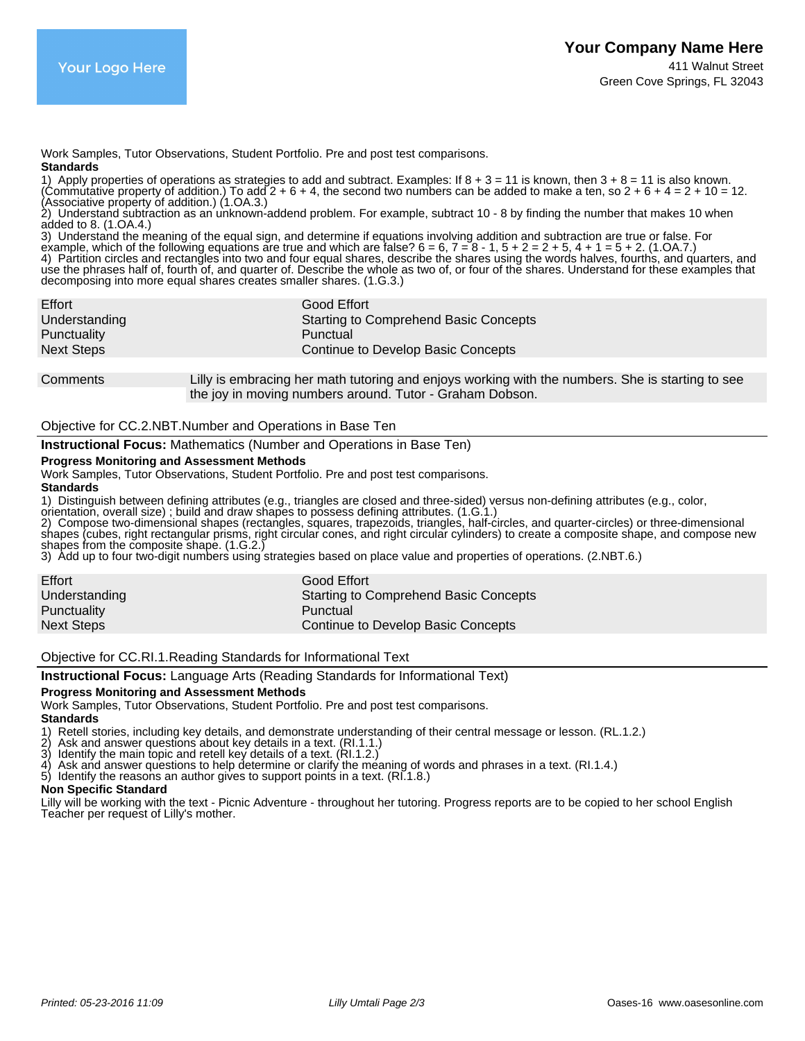**Your Company Name Here**
411 Walnut Street
Green Cove Springs, FL 32043

Work Samples, Tutor Observations, Student Portfolio. Pre and post test comparisons.

**Standards**

1) Apply properties of operations as strategies to add and subtract. Examples: If 8 + 3 = 11 is known, then 3 + 8 = 11 is also known. (Commutative property of addition.) To add 2 + 6 + 4, the second two numbers can be added to make a ten, so 2 + 6 + 4 = 2 + 10 = 12. (Associative property of addition.) (1.OA.3.)
2) Understand subtraction as an unknown-addend problem. For example, subtract 10 - 8 by finding the number that makes 10 when added to 8. (1.OA.4.)
3) Understand the meaning of the equal sign, and determine if equations involving addition and subtraction are true or false. For example, which of the following equations are true and which are false? 6 = 6, 7 = 8 - 1, 5 + 2 = 2 + 5, 4 + 1 = 5 + 2. (1.OA.7.)
4) Partition circles and rectangles into two and four equal shares, describe the shares using the words halves, fourths, and quarters, and use the phrases half of, fourth of, and quarter of. Describe the whole as two of, or four of the shares. Understand for these examples that decomposing into more equal shares creates smaller shares. (1.G.3.)

| | |
|---|---|
| Effort | Good Effort |
| Understanding | Starting to Comprehend Basic Concepts |
| Punctuality | Punctual |
| Next Steps | Continue to Develop Basic Concepts |

| | |
|---|---|
| Comments | Lilly is embracing her math tutoring and enjoys working with the numbers. She is starting to see the joy in moving numbers around. Tutor - Graham Dobson. |

Objective for CC.2.NBT.Number and Operations in Base Ten

**Instructional Focus:** Mathematics (Number and Operations in Base Ten)

**Progress Monitoring and Assessment Methods**

Work Samples, Tutor Observations, Student Portfolio. Pre and post test comparisons.

**Standards**

1) Distinguish between defining attributes (e.g., triangles are closed and three-sided) versus non-defining attributes (e.g., color, orientation, overall size) ; build and draw shapes to possess defining attributes. (1.G.1.)
2) Compose two-dimensional shapes (rectangles, squares, trapezoids, triangles, half-circles, and quarter-circles) or three-dimensional shapes (cubes, right rectangular prisms, right circular cones, and right circular cylinders) to create a composite shape, and compose new shapes from the composite shape. (1.G.2.)
3) Add up to four two-digit numbers using strategies based on place value and properties of operations. (2.NBT.6.)

| | |
|---|---|
| Effort | Good Effort |
| Understanding | Starting to Comprehend Basic Concepts |
| Punctuality | Punctual |
| Next Steps | Continue to Develop Basic Concepts |

Objective for CC.RI.1.Reading Standards for Informational Text

**Instructional Focus:** Language Arts (Reading Standards for Informational Text)

**Progress Monitoring and Assessment Methods**

Work Samples, Tutor Observations, Student Portfolio. Pre and post test comparisons.

**Standards**

1) Retell stories, including key details, and demonstrate understanding of their central message or lesson. (RL.1.2.)
2) Ask and answer questions about key details in a text. (RI.1.1.)
3) Identify the main topic and retell key details of a text. (RI.1.2.)
4) Ask and answer questions to help determine or clarify the meaning of words and phrases in a text. (RI.1.4.)
5) Identify the reasons an author gives to support points in a text. (RI.1.8.)

**Non Specific Standard**

Lilly will be working with the text - Picnic Adventure - throughout her tutoring. Progress reports are to be copied to her school English Teacher per request of Lilly's mother.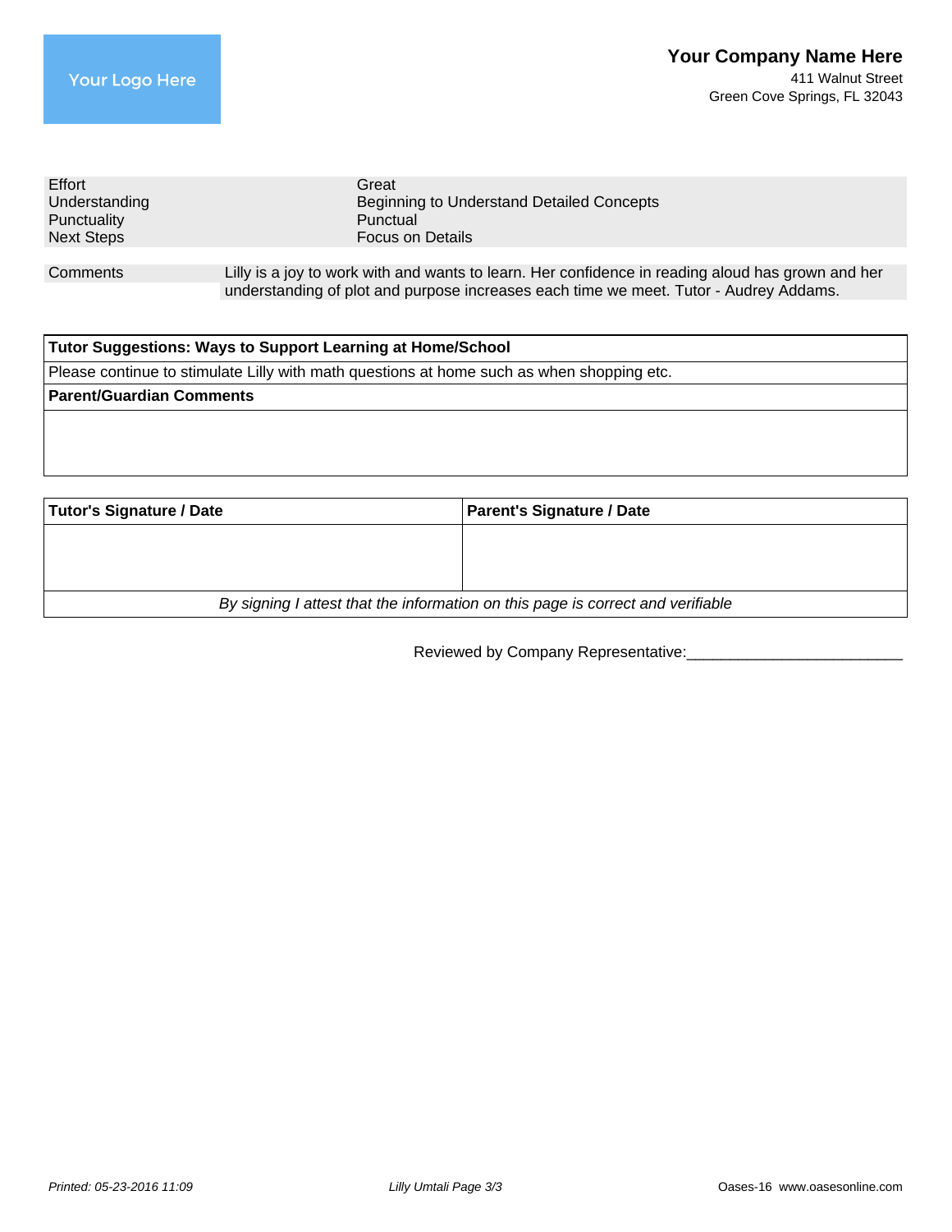**Your Company Name Here**
411 Walnut Street
Green Cove Springs, FL 32043

| | |
|---|---|
| Effort | Great |
| Understanding | Beginning to Understand Detailed Concepts |
| Punctuality | Punctual |
| Next Steps | Focus on Details |

| | |
|---|---|
| Comments | Lilly is a joy to work with and wants to learn. Her confidence in reading aloud has grown and her understanding of plot and purpose increases each time we meet. Tutor - Audrey Addams. |

| **Tutor Suggestions: Ways to Support Learning at Home/School** |
|---|
| Please continue to stimulate Lilly with math questions at home such as when shopping etc. |
| **Parent/Guardian Comments** |
| |

| **Tutor's Signature / Date** | **Parent's Signature / Date** |
|---|---|
| | |
| *By signing I attest that the information on this page is correct and verifiable* | |

Reviewed by Company Representative:_________________________

*Printed: 05-23-2016 11:09*